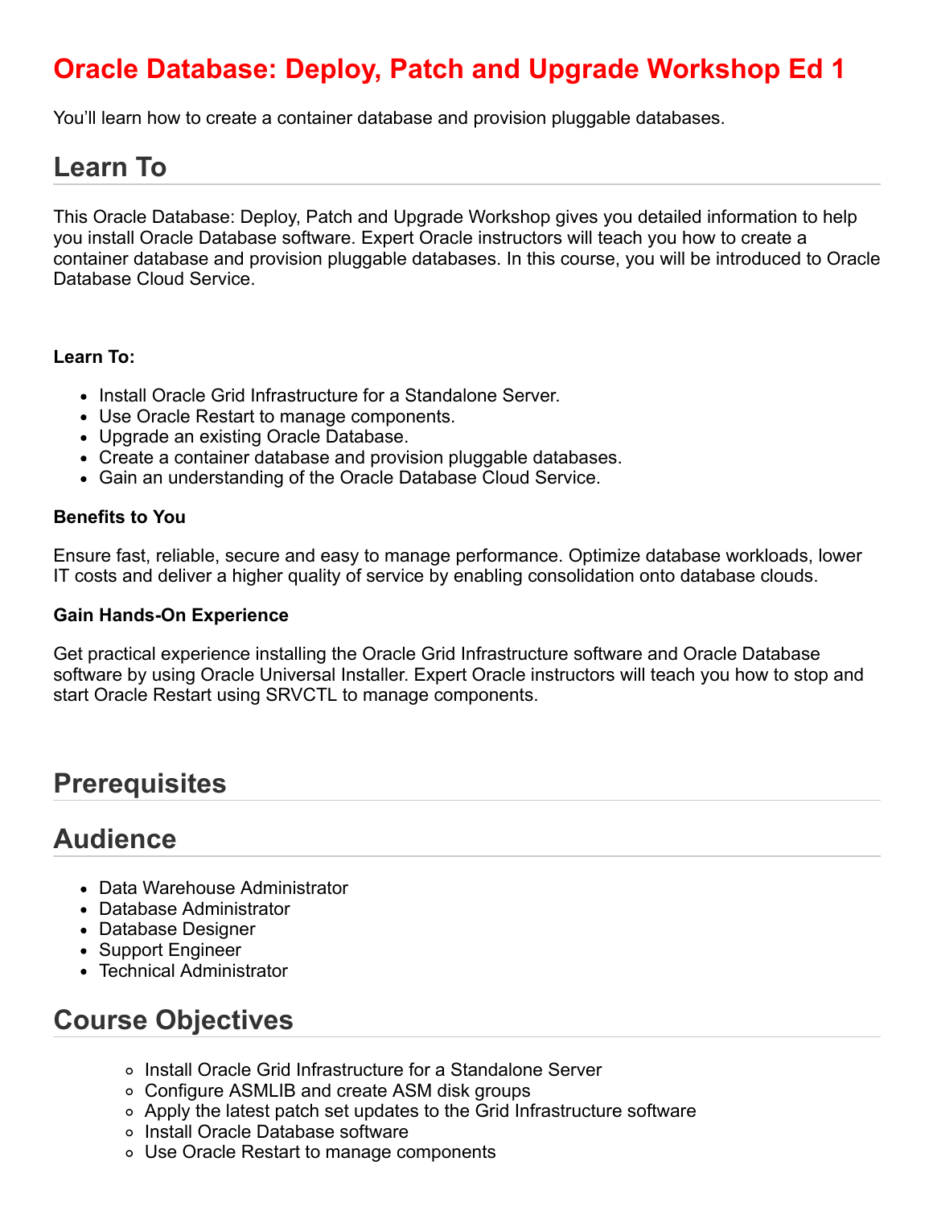# Oracle Database: Deploy, Patch and Upgrade Workshop Ed 1

You'll learn how to create a container database and provision pluggable databases.

## Learn To

This Oracle Database: Deploy, Patch and Upgrade Workshop gives you detailed information to help you install Oracle Database software. Expert Oracle instructors will teach you how to create a container database and provision pluggable databases. In this course, you will be introduced to Oracle Database Cloud Service.

**Learn To:**

- Install Oracle Grid Infrastructure for a Standalone Server.
- Use Oracle Restart to manage components.
- Upgrade an existing Oracle Database.
- Create a container database and provision pluggable databases.
- Gain an understanding of the Oracle Database Cloud Service.

**Benefits to You**

Ensure fast, reliable, secure and easy to manage performance. Optimize database workloads, lower IT costs and deliver a higher quality of service by enabling consolidation onto database clouds.

**Gain Hands-On Experience**

Get practical experience installing the Oracle Grid Infrastructure software and Oracle Database software by using Oracle Universal Installer. Expert Oracle instructors will teach you how to stop and start Oracle Restart using SRVCTL to manage components.

## Prerequisites

## Audience

- Data Warehouse Administrator
- Database Administrator
- Database Designer
- Support Engineer
- Technical Administrator

## Course Objectives

- Install Oracle Grid Infrastructure for a Standalone Server
- Configure ASMLIB and create ASM disk groups
- Apply the latest patch set updates to the Grid Infrastructure software
- Install Oracle Database software
- Use Oracle Restart to manage components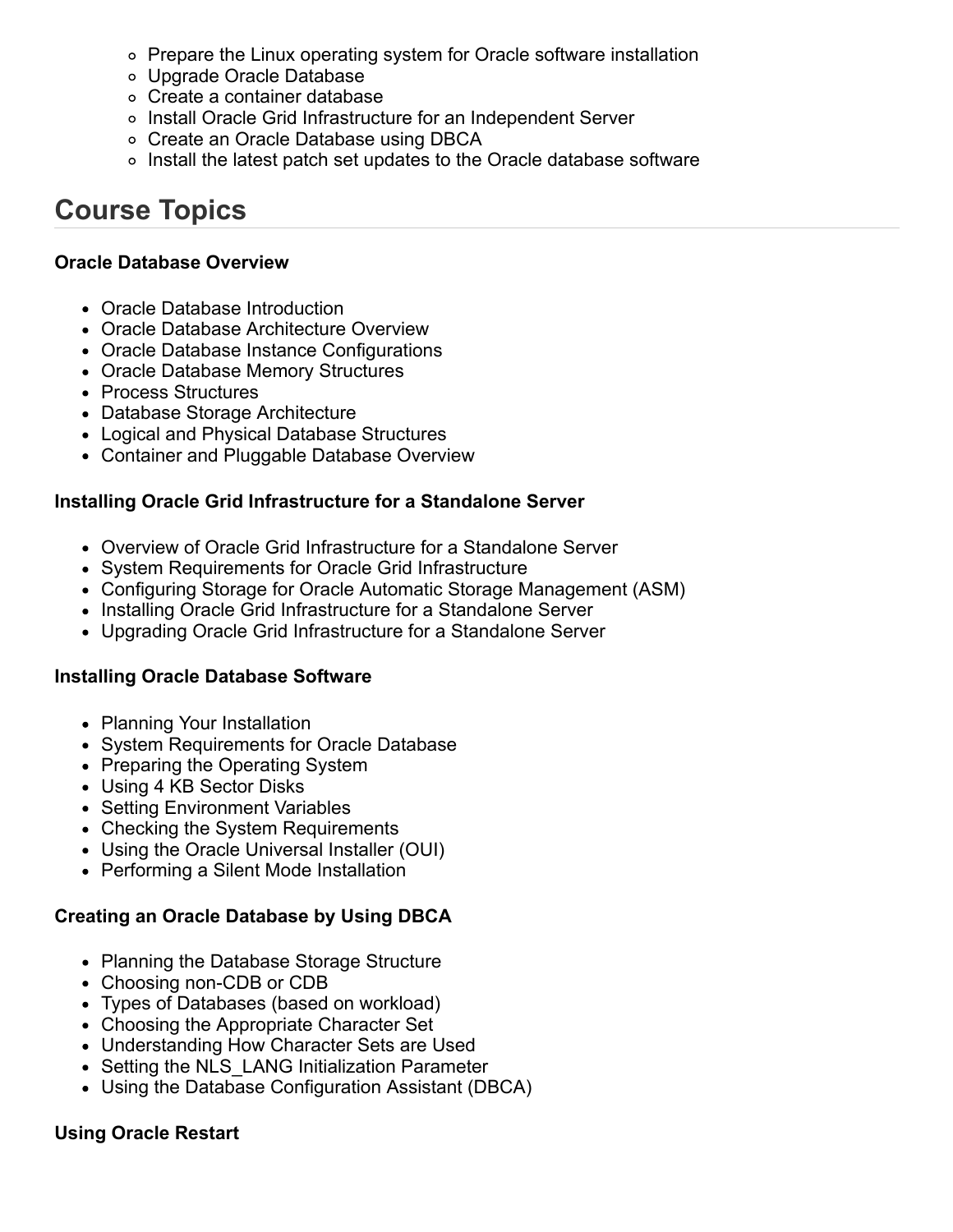- Prepare the Linux operating system for Oracle software installation
- Upgrade Oracle Database
- Create a container database
- Install Oracle Grid Infrastructure for an Independent Server
- Create an Oracle Database using DBCA
- Install the latest patch set updates to the Oracle database software

## Course Topics

**Oracle Database Overview**

- Oracle Database Introduction
- Oracle Database Architecture Overview
- Oracle Database Instance Configurations
- Oracle Database Memory Structures
- Process Structures
- Database Storage Architecture
- Logical and Physical Database Structures
- Container and Pluggable Database Overview

**Installing Oracle Grid Infrastructure for a Standalone Server**

- Overview of Oracle Grid Infrastructure for a Standalone Server
- System Requirements for Oracle Grid Infrastructure
- Configuring Storage for Oracle Automatic Storage Management (ASM)
- Installing Oracle Grid Infrastructure for a Standalone Server
- Upgrading Oracle Grid Infrastructure for a Standalone Server

**Installing Oracle Database Software**

- Planning Your Installation
- System Requirements for Oracle Database
- Preparing the Operating System
- Using 4 KB Sector Disks
- Setting Environment Variables
- Checking the System Requirements
- Using the Oracle Universal Installer (OUI)
- Performing a Silent Mode Installation

**Creating an Oracle Database by Using DBCA**

- Planning the Database Storage Structure
- Choosing non-CDB or CDB
- Types of Databases (based on workload)
- Choosing the Appropriate Character Set
- Understanding How Character Sets are Used
- Setting the NLS_LANG Initialization Parameter
- Using the Database Configuration Assistant (DBCA)

**Using Oracle Restart**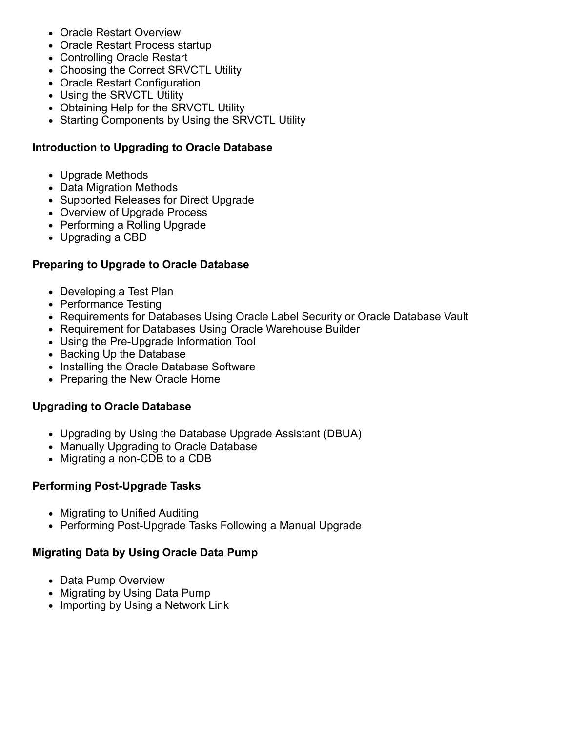- Oracle Restart Overview
- Oracle Restart Process startup
- Controlling Oracle Restart
- Choosing the Correct SRVCTL Utility
- Oracle Restart Configuration
- Using the SRVCTL Utility
- Obtaining Help for the SRVCTL Utility
- Starting Components by Using the SRVCTL Utility

### Introduction to Upgrading to Oracle Database

- Upgrade Methods
- Data Migration Methods
- Supported Releases for Direct Upgrade
- Overview of Upgrade Process
- Performing a Rolling Upgrade
- Upgrading a CBD

### Preparing to Upgrade to Oracle Database

- Developing a Test Plan
- Performance Testing
- Requirements for Databases Using Oracle Label Security or Oracle Database Vault
- Requirement for Databases Using Oracle Warehouse Builder
- Using the Pre-Upgrade Information Tool
- Backing Up the Database
- Installing the Oracle Database Software
- Preparing the New Oracle Home

### Upgrading to Oracle Database

- Upgrading by Using the Database Upgrade Assistant (DBUA)
- Manually Upgrading to Oracle Database
- Migrating a non-CDB to a CDB

### Performing Post-Upgrade Tasks

- Migrating to Unified Auditing
- Performing Post-Upgrade Tasks Following a Manual Upgrade

### Migrating Data by Using Oracle Data Pump

- Data Pump Overview
- Migrating by Using Data Pump
- Importing by Using a Network Link